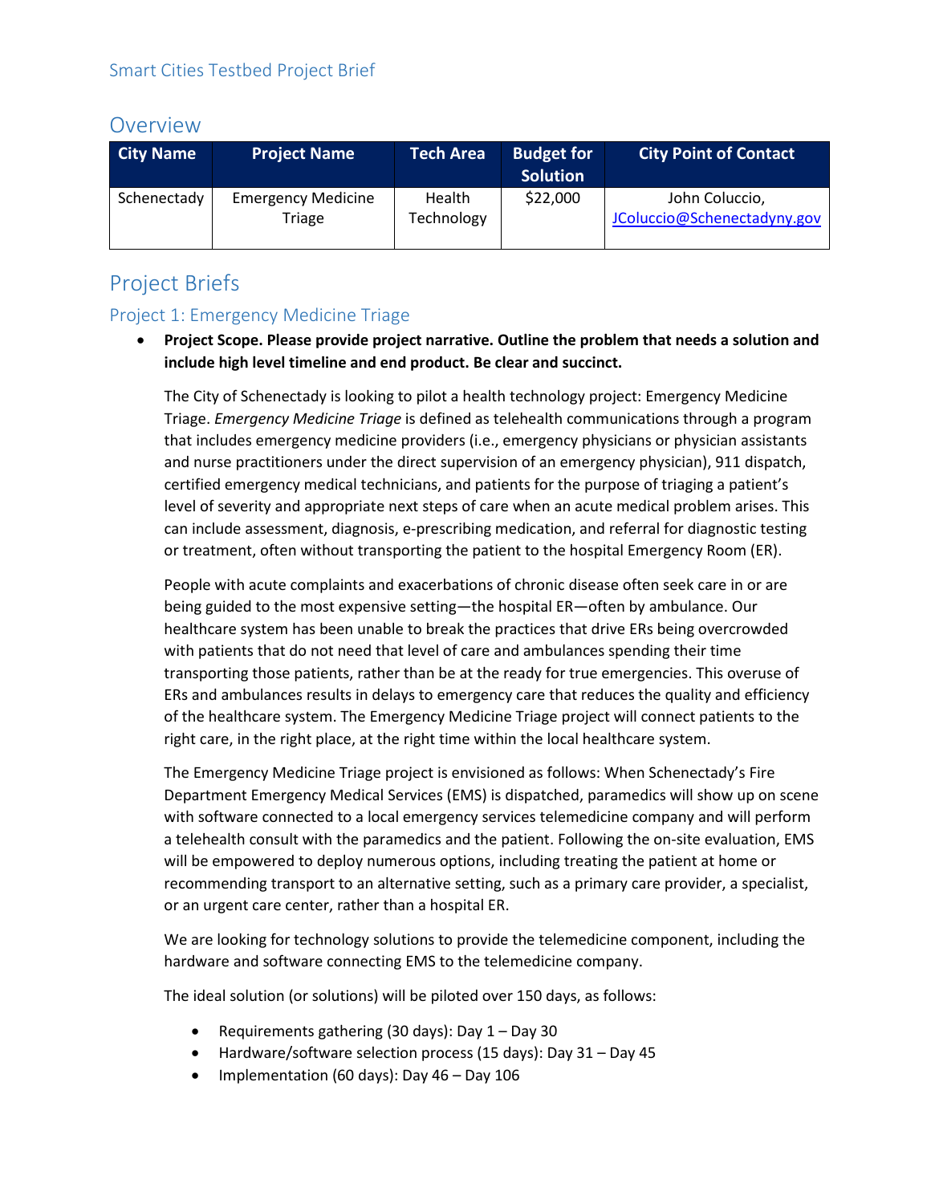Smart Cities Testbed Project Brief

## Overview

| City Name | Project Name | Tech Area | Budget for Solution | City Point of Contact |
|---|---|---|---|---|
| Schenectady | Emergency Medicine Triage | Health Technology | $22,000 | John Coluccio, JColuccio@Schenectadyny.gov |

## Project Briefs

### Project 1: Emergency Medicine Triage

- **Project Scope. Please provide project narrative. Outline the problem that needs a solution and include high level timeline and end product. Be clear and succinct.**

  The City of Schenectady is looking to pilot a health technology project: Emergency Medicine Triage. *Emergency Medicine Triage* is defined as telehealth communications through a program that includes emergency medicine providers (i.e., emergency physicians or physician assistants and nurse practitioners under the direct supervision of an emergency physician), 911 dispatch, certified emergency medical technicians, and patients for the purpose of triaging a patient's level of severity and appropriate next steps of care when an acute medical problem arises. This can include assessment, diagnosis, e-prescribing medication, and referral for diagnostic testing or treatment, often without transporting the patient to the hospital Emergency Room (ER).

  People with acute complaints and exacerbations of chronic disease often seek care in or are being guided to the most expensive setting—the hospital ER—often by ambulance. Our healthcare system has been unable to break the practices that drive ERs being overcrowded with patients that do not need that level of care and ambulances spending their time transporting those patients, rather than be at the ready for true emergencies. This overuse of ERs and ambulances results in delays to emergency care that reduces the quality and efficiency of the healthcare system. The Emergency Medicine Triage project will connect patients to the right care, in the right place, at the right time within the local healthcare system.

  The Emergency Medicine Triage project is envisioned as follows: When Schenectady's Fire Department Emergency Medical Services (EMS) is dispatched, paramedics will show up on scene with software connected to a local emergency services telemedicine company and will perform a telehealth consult with the paramedics and the patient. Following the on-site evaluation, EMS will be empowered to deploy numerous options, including treating the patient at home or recommending transport to an alternative setting, such as a primary care provider, a specialist, or an urgent care center, rather than a hospital ER.

  We are looking for technology solutions to provide the telemedicine component, including the hardware and software connecting EMS to the telemedicine company.

  The ideal solution (or solutions) will be piloted over 150 days, as follows:

  - Requirements gathering (30 days): Day 1 – Day 30
  - Hardware/software selection process (15 days): Day 31 – Day 45
  - Implementation (60 days): Day 46 – Day 106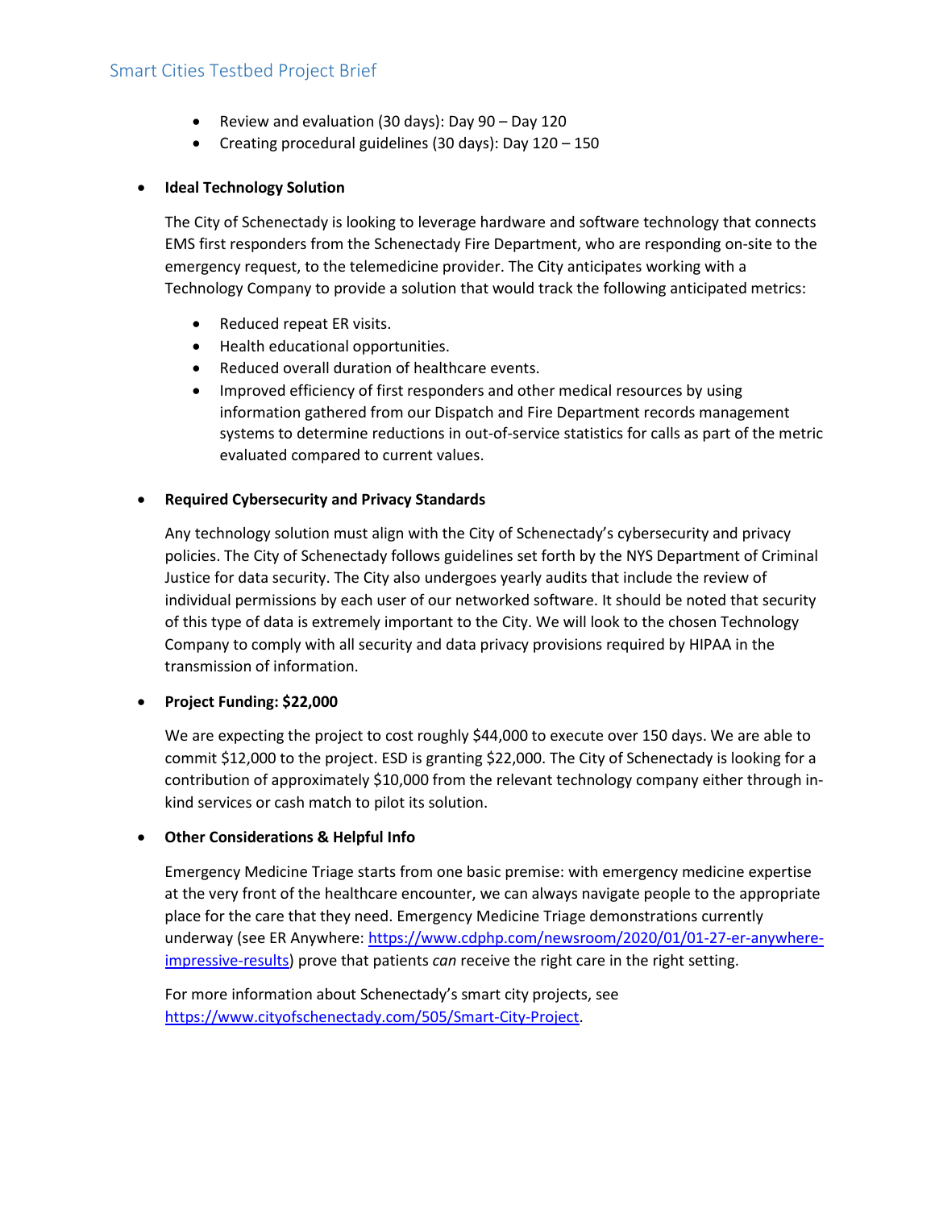- Review and evaluation (30 days): Day 90 – Day 120
- Creating procedural guidelines (30 days): Day 120 – 150

- **Ideal Technology Solution**

  The City of Schenectady is looking to leverage hardware and software technology that connects EMS first responders from the Schenectady Fire Department, who are responding on-site to the emergency request, to the telemedicine provider. The City anticipates working with a Technology Company to provide a solution that would track the following anticipated metrics:

  - Reduced repeat ER visits.
  - Health educational opportunities.
  - Reduced overall duration of healthcare events.
  - Improved efficiency of first responders and other medical resources by using information gathered from our Dispatch and Fire Department records management systems to determine reductions in out-of-service statistics for calls as part of the metric evaluated compared to current values.

- **Required Cybersecurity and Privacy Standards**

  Any technology solution must align with the City of Schenectady's cybersecurity and privacy policies. The City of Schenectady follows guidelines set forth by the NYS Department of Criminal Justice for data security. The City also undergoes yearly audits that include the review of individual permissions by each user of our networked software. It should be noted that security of this type of data is extremely important to the City. We will look to the chosen Technology Company to comply with all security and data privacy provisions required by HIPAA in the transmission of information.

- **Project Funding: $22,000**

  We are expecting the project to cost roughly $44,000 to execute over 150 days. We are able to commit $12,000 to the project. ESD is granting $22,000. The City of Schenectady is looking for a contribution of approximately $10,000 from the relevant technology company either through in-kind services or cash match to pilot its solution.

- **Other Considerations & Helpful Info**

  Emergency Medicine Triage starts from one basic premise: with emergency medicine expertise at the very front of the healthcare encounter, we can always navigate people to the appropriate place for the care that they need. Emergency Medicine Triage demonstrations currently underway (see ER Anywhere: [https://www.cdphp.com/newsroom/2020/01/01-27-er-anywhere-impressive-results](https://www.cdphp.com/newsroom/2020/01/01-27-er-anywhere-impressive-results)) prove that patients *can* receive the right care in the right setting.

  For more information about Schenectady's smart city projects, see [https://www.cityofschenectady.com/505/Smart-City-Project](https://www.cityofschenectady.com/505/Smart-City-Project).